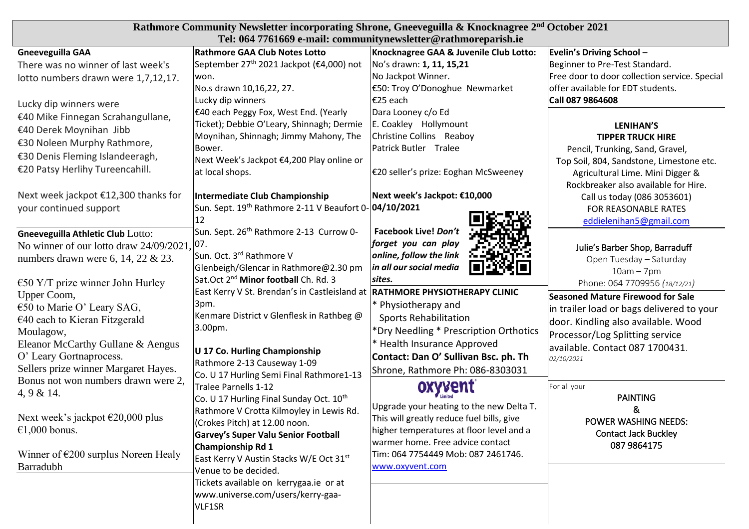# Rathmore Community Newsletter incorporating Shrone, Gneeveguilla & Knocknagree 2nd October 2021

**Tel: 064 7761669 e-mail: communitynewsletter@rathmoreparish.ie**

## Gneeveguilla GAA

There was no winner of last week's lotto numbers drawn were 1,7,12,17.

Lucky dip winners were
€40 Mike Finnegan Scrahangullane,
€40 Derek Moynihan Jibb
€30 Noleen Murphy Rathmore,
€30 Denis Fleming Islandeeragh,
€20 Patsy Herlihy Tureencahill.

Next week jackpot €12,300 thanks for your continued support

## Gneeveguilla Athletic Club Lotto:

No winner of our lotto draw 24/09/2021, numbers drawn were 6, 14, 22 & 23.

€50 Y/T prize winner John Hurley Upper Coom,
€50 to Marie O' Leary SAG,
€40 each to Kieran Fitzgerald Moulagow,
Eleanor McCarthy Gullane & Aengus O' Leary Gortnaprocess.
Sellers prize winner Margaret Hayes.
Bonus not won numbers drawn were 2, 4, 9 & 14.

Next week's jackpot €20,000 plus €1,000 bonus.

Winner of €200 surplus Noreen Healy Barradubh

## Rathmore GAA Club Notes Lotto

September 27th 2021 Jackpot (€4,000) not won.
No.s drawn 10,16,22, 27.
Lucky dip winners
€40 each Peggy Fox, West End. (Yearly Ticket); Debbie O'Leary, Shinnagh; Dermie Moynihan, Shinnagh; Jimmy Mahony, The Bower.
Next Week's Jackpot €4,200 Play online or at local shops.

**Intermediate Club Championship**
Sun. Sept. 19th Rathmore 2-11 V Beaufort 0-12
Sun. Sept. 26th Rathmore 2-13 Currow 0-07.
Sun. Oct. 3rd Rathmore V Glenbeigh/Glencar in Rathmore@2.30 pm
Sat.Oct 2nd **Minor football** Ch. Rd. 3
East Kerry V St. Brendan's in Castleisland at 3pm.
Kenmare District v Glenflesk in Rathbeg @ 3.00pm.

**U 17 Co. Hurling Championship**
Rathmore 2-13 Causeway 1-09
Co. U 17 Hurling Semi Final Rathmore1-13 Tralee Parnells 1-12
Co. U 17 Hurling Final Sunday Oct. 10th Rathmore V Crotta Kilmoyley in Lewis Rd. (Crokes Pitch) at 12.00 noon.

**Garvey's Super Valu Senior Football Championship Rd 1**
East Kerry V Austin Stacks W/E Oct 31st
Venue to be decided.
Tickets available on kerrygaa.ie or at www.universe.com/users/kerry-gaa-VLF1SR

## Knocknagree GAA & Juvenile Club Lotto:

No's drawn: **1, 11, 15,21**
No Jackpot Winner.
€50: Troy O'Donoghue Newmarket
€25 each
Dara Looney c/o Ed
E. Coakley Hollymount
Christine Collins Reaboy
Patrick Butler Tralee

€20 seller's prize: Eoghan McSweeney

**Next week's Jackpot: €10,000**
**04/10/2021**

**Facebook Live!** ***Don't forget you can play online, follow the link in all our social media sites.***

## RATHMORE PHYSIOTHERAPY CLINIC

* Physiotherapy and Sports Rehabilitation
* Dry Needling * Prescription Orthotics
* Health Insurance Approved

**Contact: Dan O' Sullivan Bsc. ph. Th**
Shrone, Rathmore Ph: 086-8303031

## oxyvent Limited

Upgrade your heating to the new Delta T. This will greatly reduce fuel bills, give higher temperatures at floor level and a warmer home. Free advice contact Tim: 064 7754449 Mob: 087 2461746.
www.oxyvent.com

## Evelin's Driving School –

Beginner to Pre-Test Standard.
Free door to door collection service. Special offer available for EDT students.
**Call 087 9864608**

## LENIHAN'S TIPPER TRUCK HIRE

Pencil, Trunking, Sand, Gravel, Top Soil, 804, Sandstone, Limestone etc.
Agricultural Lime. Mini Digger & Rockbreaker also available for Hire.
Call us today (086 3053601)
FOR REASONABLE RATES
eddielenihan5@gmail.com

## Julie's Barber Shop, Barraduff

Open Tuesday – Saturday
10am – 7pm
Phone: 064 7709956 *(18/12/21)*

## Seasoned Mature Firewood for Sale

in trailer load or bags delivered to your door. Kindling also available. Wood Processor/Log Splitting service available. Contact 087 1700431.
*02/10/2021*

For all your

**PAINTING & POWER WASHING NEEDS:**
**Contact Jack Buckley**
**087 9864175**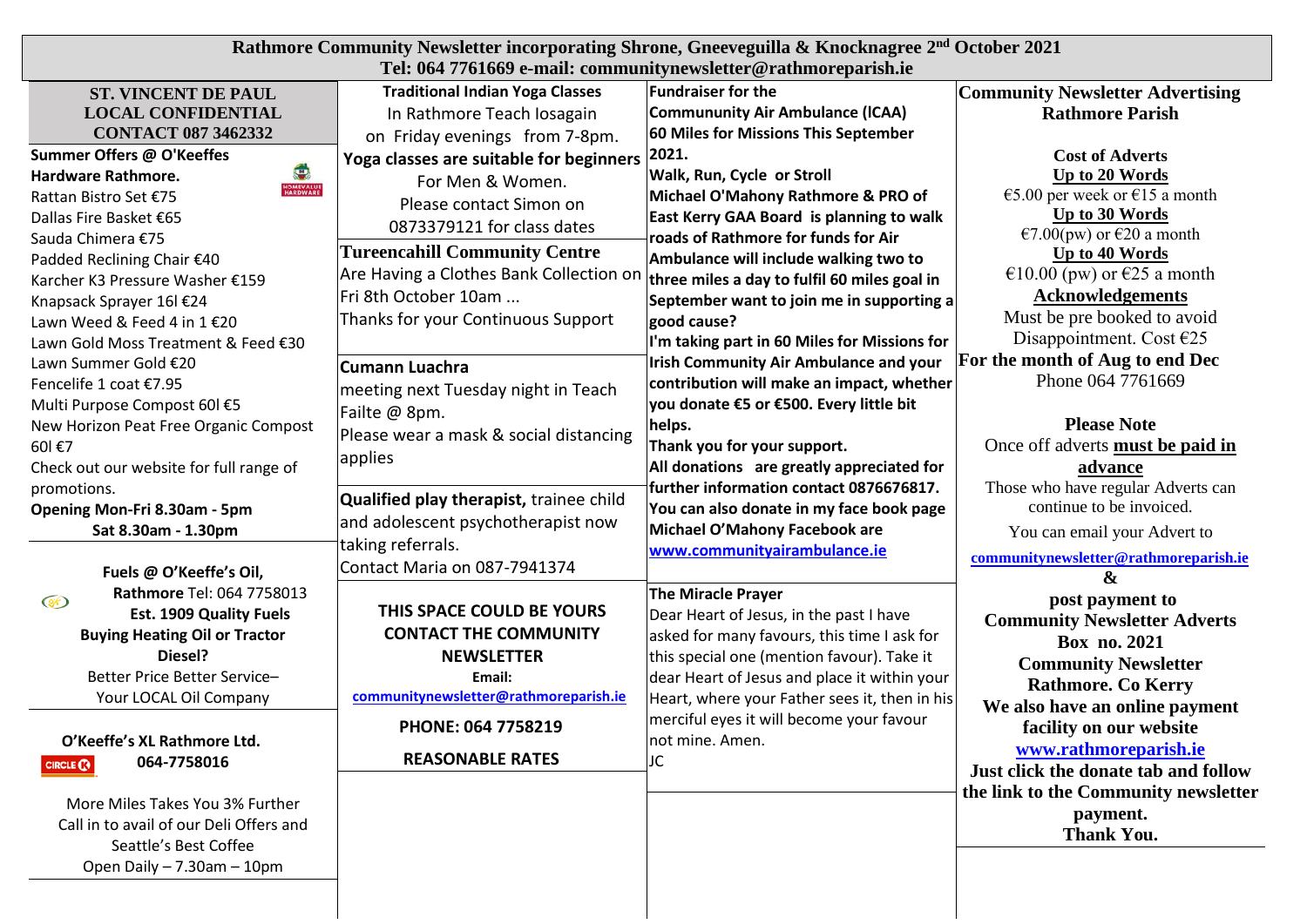# Rathmore Community Newsletter incorporating Shrone, Gneeveguilla & Knocknagree 2nd October 2021

**Tel: 064 7761669 e-mail: communitynewsletter@rathmoreparish.ie**

## ST. VINCENT DE PAUL LOCAL CONFIDENTIAL CONTACT 087 3462332

**Summer Offers @ O'Keeffes Hardware Rathmore.**

Rattan Bistro Set €75
Dallas Fire Basket €65
Sauda Chimera €75
Padded Reclining Chair €40
Karcher K3 Pressure Washer €159
Knapsack Sprayer 16l €24
Lawn Weed & Feed 4 in 1 €20
Lawn Gold Moss Treatment & Feed €30
Lawn Summer Gold €20
Fencelife 1 coat €7.95
Multi Purpose Compost 60l €5
New Horizon Peat Free Organic Compost 60l €7
Check out our website for full range of promotions.

**Opening Mon-Fri 8.30am - 5pm**
**Sat 8.30am - 1.30pm**

**Fuels @ O'Keeffe's Oil, Rathmore** Tel: 064 7758013
**Est. 1909 Quality Fuels**
**Buying Heating Oil or Tractor Diesel?**
Better Price Better Service–
Your LOCAL Oil Company

**O'Keeffe's XL Rathmore Ltd.**
**064-7758016**

More Miles Takes You 3% Further
Call in to avail of our Deli Offers and Seattle's Best Coffee
Open Daily – 7.30am – 10pm

**Traditional Indian Yoga Classes**
In Rathmore Teach Iosagain
on Friday evenings from 7-8pm.
**Yoga classes are suitable for beginners**
For Men & Women.
Please contact Simon on 0873379121 for class dates

**Tureencahill Community Centre**
Are Having a Clothes Bank Collection on Fri 8th October 10am ...
Thanks for your Continuous Support

**Cumann Luachra**
meeting next Tuesday night in Teach Failte @ 8pm.
Please wear a mask & social distancing applies

**Qualified play therapist,** trainee child and adolescent psychotherapist now taking referrals.
Contact Maria on 087-7941374

**THIS SPACE COULD BE YOURS CONTACT THE COMMUNITY NEWSLETTER**
**Email:**
communitynewsletter@rathmoreparish.ie
**PHONE: 064 7758219**
**REASONABLE RATES**

**Fundraiser for the Commununity Air Ambulance (ICAA)**
**60 Miles for Missions This September 2021.**
**Walk, Run, Cycle or Stroll**
**Michael O'Mahony Rathmore & PRO of East Kerry GAA Board is planning to walk roads of Rathmore for funds for Air Ambulance will include walking two to three miles a day to fulfil 60 miles goal in September want to join me in supporting a good cause?**
**I'm taking part in 60 Miles for Missions for Irish Community Air Ambulance and your contribution will make an impact, whether you donate €5 or €500. Every little bit helps.**
**Thank you for your support.**
**All donations are greatly appreciated for further information contact 0876676817.**
**You can also donate in my face book page Michael O'Mahony Facebook are**
**www.communityairambulance.ie**

**The Miracle Prayer**
Dear Heart of Jesus, in the past I have asked for many favours, this time I ask for this special one (mention favour). Take it dear Heart of Jesus and place it within your Heart, where your Father sees it, then in his merciful eyes it will become your favour not mine. Amen.
JC

## Community Newsletter Advertising Rathmore Parish

**Cost of Adverts**
**Up to 20 Words**
€5.00 per week or €15 a month
**Up to 30 Words**
€7.00(pw) or €20 a month
**Up to 40 Words**
€10.00 (pw) or €25 a month
**Acknowledgements**
Must be pre booked to avoid Disappointment. Cost €25
**For the month of Aug to end Dec**
Phone 064 7761669

**Please Note**
Once off adverts **must be paid in advance**
Those who have regular Adverts can continue to be invoiced.
You can email your Advert to
**communitynewsletter@rathmoreparish.ie**
**&**
**post payment to Community Newsletter Adverts Box no. 2021 Community Newsletter Rathmore. Co Kerry**
**We also have an online payment facility on our website**
**www.rathmoreparish.ie**
**Just click the donate tab and follow the link to the Community newsletter payment.**
**Thank You.**